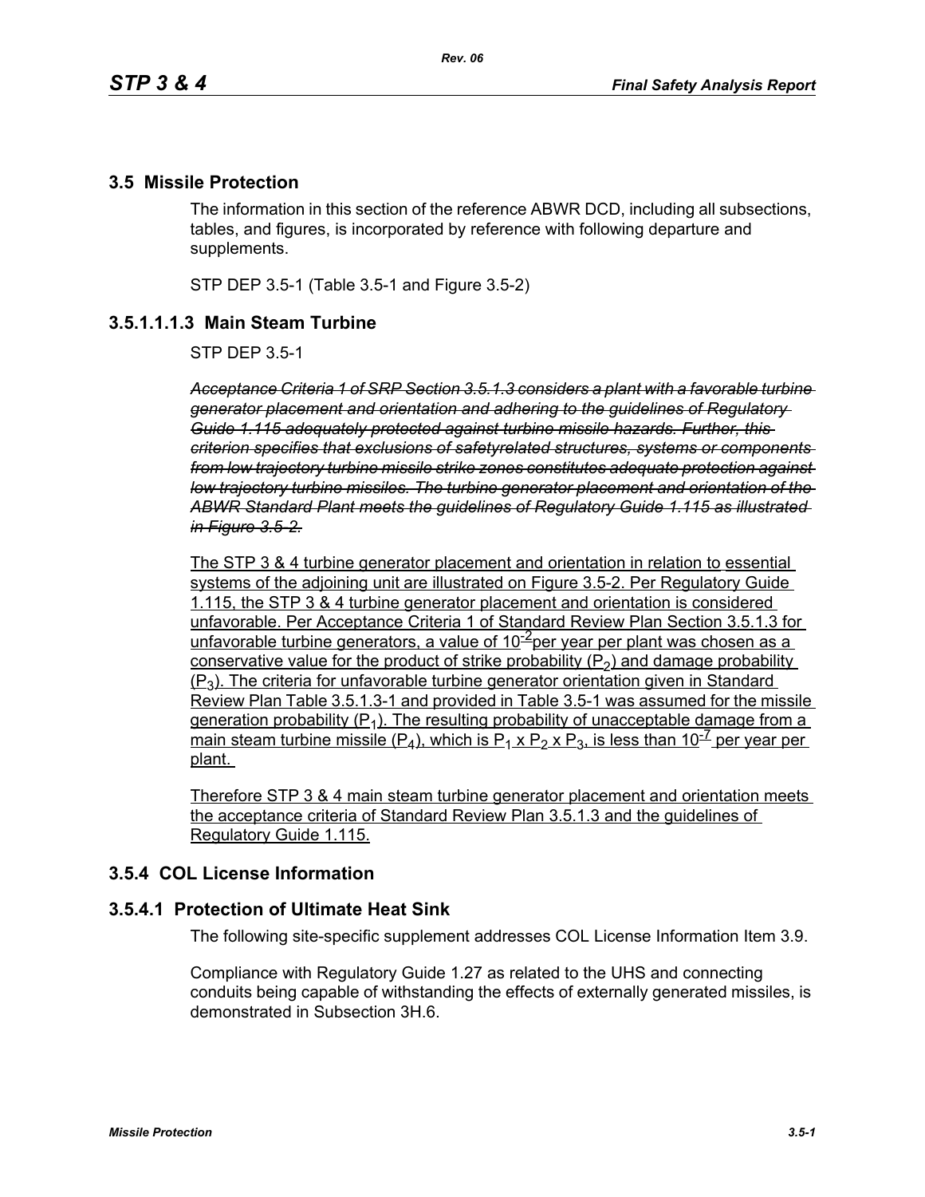## 3.5 Missile Protection

The information in this section of the reference ABWR DCD, including all subsections, tables, and figures, is incorporated by reference with following departure and supplements.

STP DEP 3.5-1 (Table 3.5-1 and Figure 3.5-2)

### 3.5.1.1.1.3 Main Steam Turbine

STP DEP 3.5-1

~~*Acceptance Criteria 1 of SRP Section 3.5.1.3 considers a plant with a favorable turbine generator placement and orientation and adhering to the guidelines of Regulatory Guide 1.115 adequately protected against turbine missile hazards. Further, this criterion specifies that exclusions of safetyrelated structures, systems or components from low trajectory turbine missile strike zones constitutes adequate protection against low trajectory turbine missiles. The turbine generator placement and orientation of the ABWR Standard Plant meets the guidelines of Regulatory Guide 1.115 as illustrated in Figure 3.5-2.*~~

The STP 3 & 4 turbine generator placement and orientation in relation to essential systems of the adjoining unit are illustrated on Figure 3.5-2. Per Regulatory Guide 1.115, the STP 3 & 4 turbine generator placement and orientation is considered unfavorable. Per Acceptance Criteria 1 of Standard Review Plan Section 3.5.1.3 for unfavorable turbine generators, a value of $10^{-2}$ per year per plant was chosen as a conservative value for the product of strike probability ($P_2$) and damage probability ($P_3$). The criteria for unfavorable turbine generator orientation given in Standard Review Plan Table 3.5.1.3-1 and provided in Table 3.5-1 was assumed for the missile generation probability ($P_1$). The resulting probability of unacceptable damage from a main steam turbine missile ($P_4$), which is $P_1 \times P_2 \times P_3$, is less than $10^{-7}$ per year per plant.

Therefore STP 3 & 4 main steam turbine generator placement and orientation meets the acceptance criteria of Standard Review Plan 3.5.1.3 and the guidelines of Regulatory Guide 1.115.

## 3.5.4 COL License Information

### 3.5.4.1 Protection of Ultimate Heat Sink

The following site-specific supplement addresses COL License Information Item 3.9.

Compliance with Regulatory Guide 1.27 as related to the UHS and connecting conduits being capable of withstanding the effects of externally generated missiles, is demonstrated in Subsection 3H.6.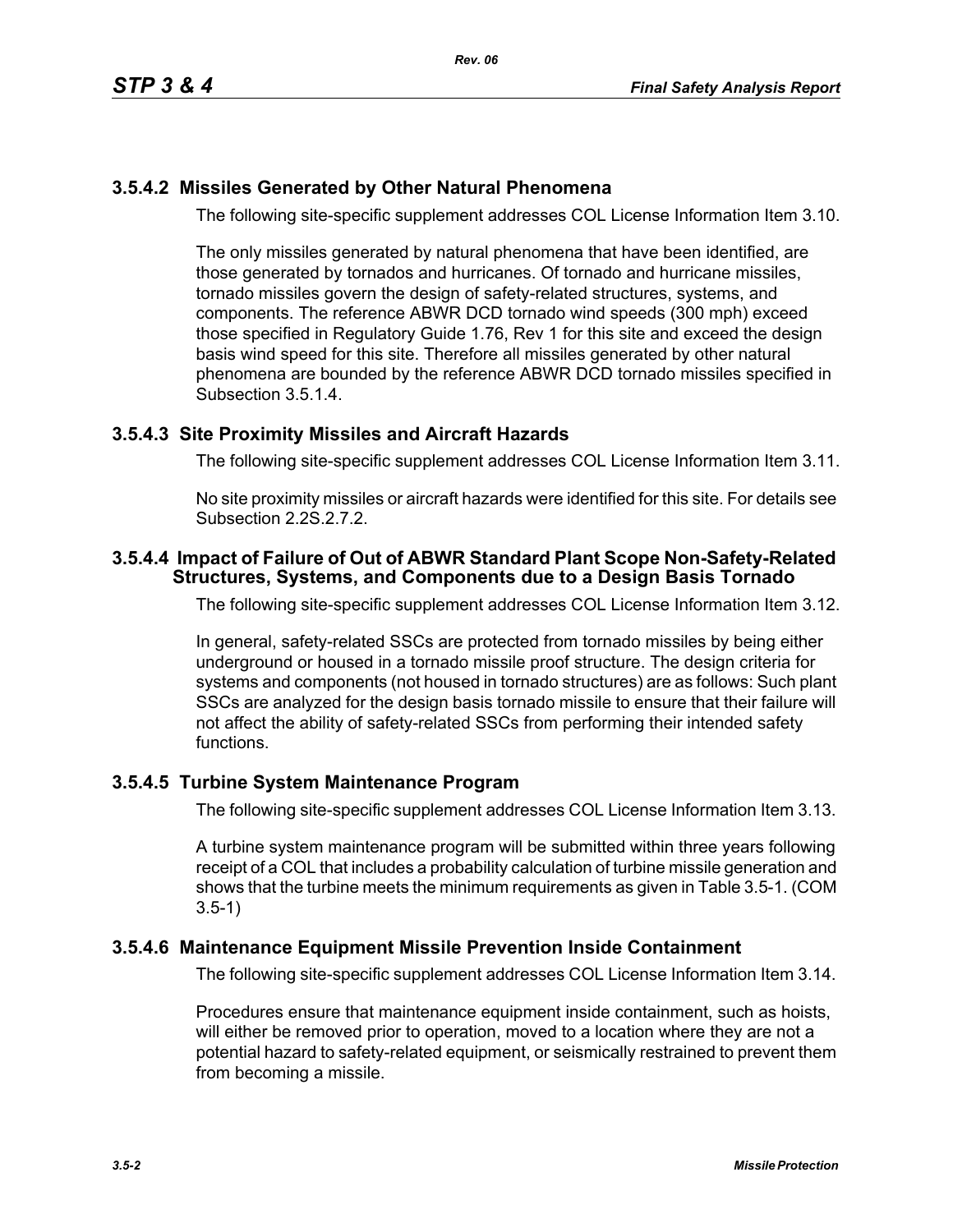### 3.5.4.2 Missiles Generated by Other Natural Phenomena

The following site-specific supplement addresses COL License Information Item 3.10.

The only missiles generated by natural phenomena that have been identified, are those generated by tornados and hurricanes. Of tornado and hurricane missiles, tornado missiles govern the design of safety-related structures, systems, and components. The reference ABWR DCD tornado wind speeds (300 mph) exceed those specified in Regulatory Guide 1.76, Rev 1 for this site and exceed the design basis wind speed for this site. Therefore all missiles generated by other natural phenomena are bounded by the reference ABWR DCD tornado missiles specified in Subsection 3.5.1.4.

### 3.5.4.3 Site Proximity Missiles and Aircraft Hazards

The following site-specific supplement addresses COL License Information Item 3.11.

No site proximity missiles or aircraft hazards were identified for this site. For details see Subsection 2.2S.2.7.2.

### 3.5.4.4 Impact of Failure of Out of ABWR Standard Plant Scope Non-Safety-Related Structures, Systems, and Components due to a Design Basis Tornado

The following site-specific supplement addresses COL License Information Item 3.12.

In general, safety-related SSCs are protected from tornado missiles by being either underground or housed in a tornado missile proof structure. The design criteria for systems and components (not housed in tornado structures) are as follows: Such plant SSCs are analyzed for the design basis tornado missile to ensure that their failure will not affect the ability of safety-related SSCs from performing their intended safety functions.

### 3.5.4.5 Turbine System Maintenance Program

The following site-specific supplement addresses COL License Information Item 3.13.

A turbine system maintenance program will be submitted within three years following receipt of a COL that includes a probability calculation of turbine missile generation and shows that the turbine meets the minimum requirements as given in Table 3.5-1. (COM 3.5-1)

### 3.5.4.6 Maintenance Equipment Missile Prevention Inside Containment

The following site-specific supplement addresses COL License Information Item 3.14.

Procedures ensure that maintenance equipment inside containment, such as hoists, will either be removed prior to operation, moved to a location where they are not a potential hazard to safety-related equipment, or seismically restrained to prevent them from becoming a missile.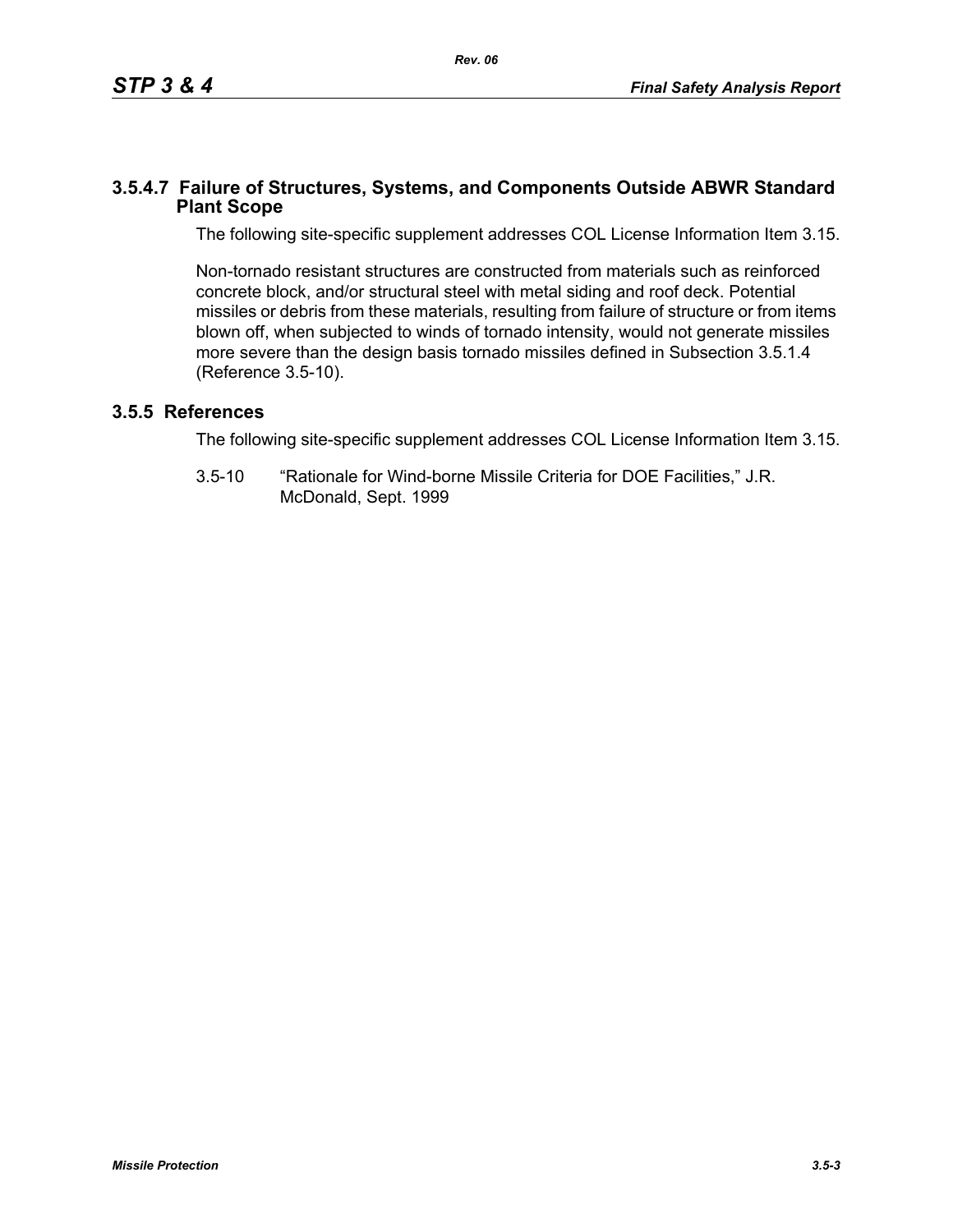### 3.5.4.7 Failure of Structures, Systems, and Components Outside ABWR Standard Plant Scope

The following site-specific supplement addresses COL License Information Item 3.15.

Non-tornado resistant structures are constructed from materials such as reinforced concrete block, and/or structural steel with metal siding and roof deck. Potential missiles or debris from these materials, resulting from failure of structure or from items blown off, when subjected to winds of tornado intensity, would not generate missiles more severe than the design basis tornado missiles defined in Subsection 3.5.1.4 (Reference 3.5-10).

## 3.5.5 References

The following site-specific supplement addresses COL License Information Item 3.15.

3.5-10 "Rationale for Wind-borne Missile Criteria for DOE Facilities," J.R. McDonald, Sept. 1999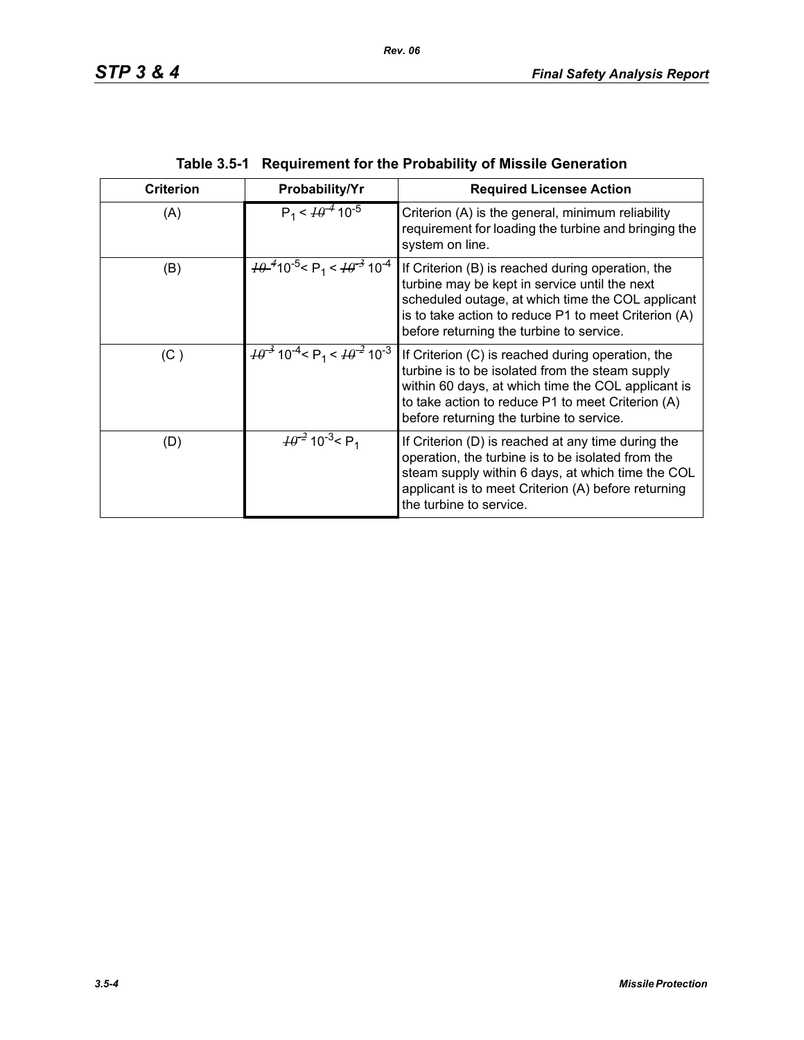**Table 3.5-1 Requirement for the Probability of Missile Generation**

| Criterion | Probability/Yr | Required Licensee Action |
|---|---|---|
| (A) | $P_1 <$ ~~$10^{-4}$~~ $10^{-5}$ | Criterion (A) is the general, minimum reliability requirement for loading the turbine and bringing the system on line. |
| (B) | ~~$10^{-4}$~~ $10^{-5} < P_1 <$ ~~$10^{-3}$~~ $10^{-4}$ | If Criterion (B) is reached during operation, the turbine may be kept in service until the next scheduled outage, at which time the COL applicant is to take action to reduce P1 to meet Criterion (A) before returning the turbine to service. |
| (C ) | ~~$10^{-3}$~~ $10^{-4} < P_1 <$ ~~$10^{-2}$~~ $10^{-3}$ | If Criterion (C) is reached during operation, the turbine is to be isolated from the steam supply within 60 days, at which time the COL applicant is to take action to reduce P1 to meet Criterion (A) before returning the turbine to service. |
| (D) | ~~$10^{-2}$~~ $10^{-3} < P_1$ | If Criterion (D) is reached at any time during the operation, the turbine is to be isolated from the steam supply within 6 days, at which time the COL applicant is to meet Criterion (A) before returning the turbine to service. |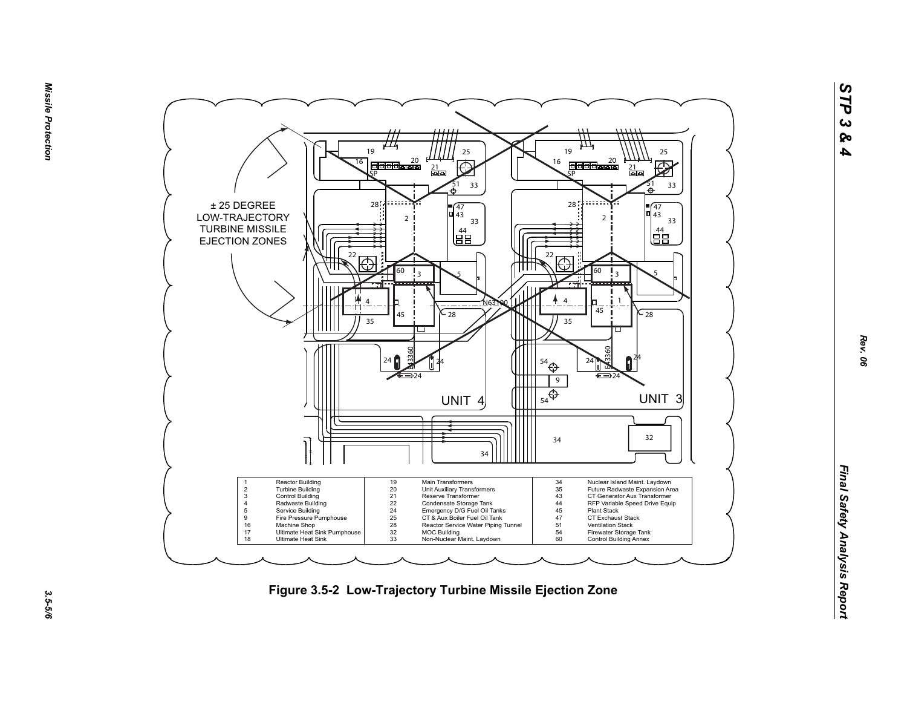± 25 DEGREE
LOW-TRAJECTORY
TURBINE MISSILE
EJECTION ZONES

UNIT 4

UNIT 3

N63100

E43360

| | | | | | |
|---|---|---|---|---|---|
| 1 | Reactor Building | 19 | Main Transformers | 34 | Nuclear Island Maint. Laydown |
| 2 | Turbine Building | 20 | Unit Auxiliary Transformers | 35 | Future Radwaste Expansion Area |
| 3 | Control Building | 21 | Reserve Transformer | 43 | CT Generator Aux Transformer |
| 4 | Radwaste Building | 22 | Condensate Storage Tank | 44 | RFP Variable Speed Drive Equip |
| 5 | Service Building | 24 | Emergency D/G Fuel Oil Tanks | 45 | Plant Stack |
| 9 | Fire Pressure Pumphouse | 25 | CT & Aux Boiler Fuel Oil Tank | 47 | CT Exhaust Stack |
| 16 | Machine Shop | 28 | Reactor Service Water Piping Tunnel | 51 | Ventilation Stack |
| 17 | Ultimate Heat Sink Pumphouse | 32 | MOC Building | 54 | Firewater Storage Tank |
| 18 | Ultimate Heat Sink | 33 | Non-Nuclear Maint. Laydown | 60 | Control Building Annex |

**Figure 3.5-2 Low-Trajectory Turbine Missile Ejection Zone**